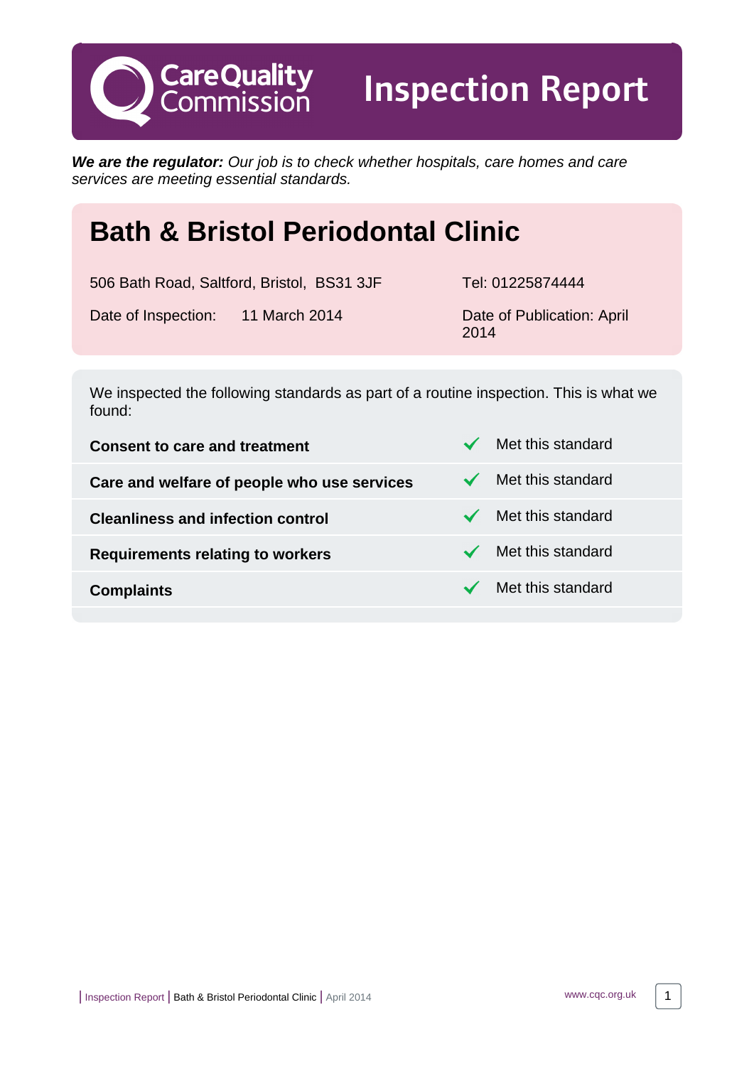# Care Quality Commission — Inspection Report

***We are the regulator:*** *Our job is to check whether hospitals, care homes and care services are meeting essential standards.*

## Bath & Bristol Periodontal Clinic

506 Bath Road, Saltford, Bristol, BS31 3JF

Tel: 01225874444

Date of Inspection: 11 March 2014

Date of Publication: April 2014

We inspected the following standards as part of a routine inspection. This is what we found:

| Standard | Result |
|---|---|
| **Consent to care and treatment** | ✓ Met this standard |
| **Care and welfare of people who use services** | ✓ Met this standard |
| **Cleanliness and infection control** | ✓ Met this standard |
| **Requirements relating to workers** | ✓ Met this standard |
| **Complaints** | ✓ Met this standard |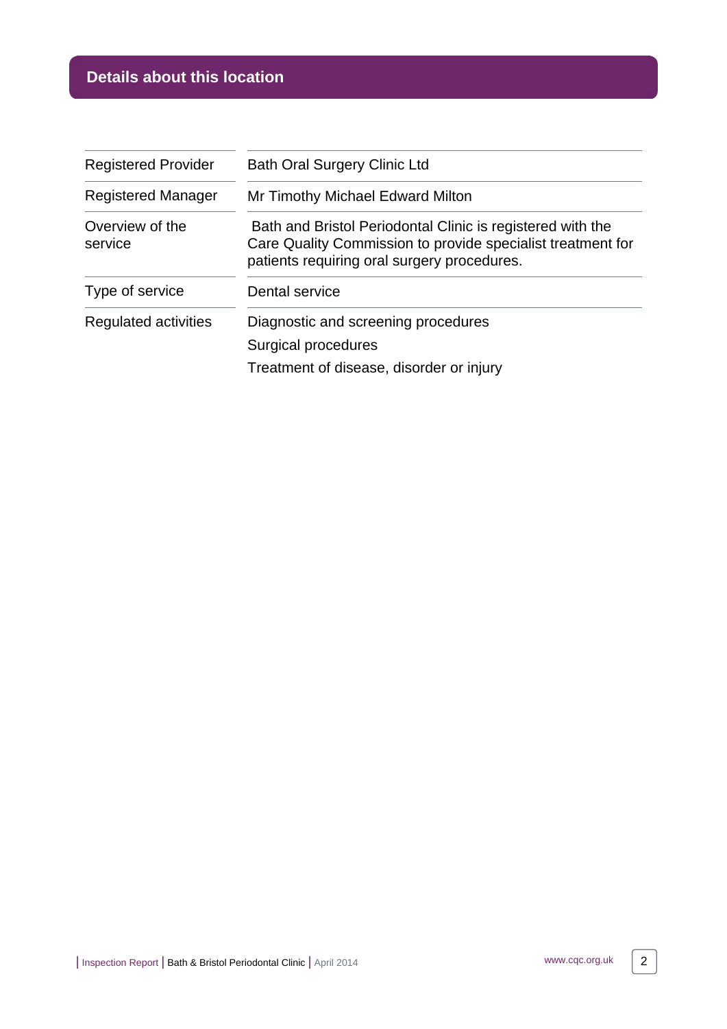## Details about this location

| | |
|---|---|
| Registered Provider | Bath Oral Surgery Clinic Ltd |
| Registered Manager | Mr Timothy Michael Edward Milton |
| Overview of the service | Bath and Bristol Periodontal Clinic is registered with the Care Quality Commission to provide specialist treatment for patients requiring oral surgery procedures. |
| Type of service | Dental service |
| Regulated activities | Diagnostic and screening procedures<br>Surgical procedures<br>Treatment of disease, disorder or injury |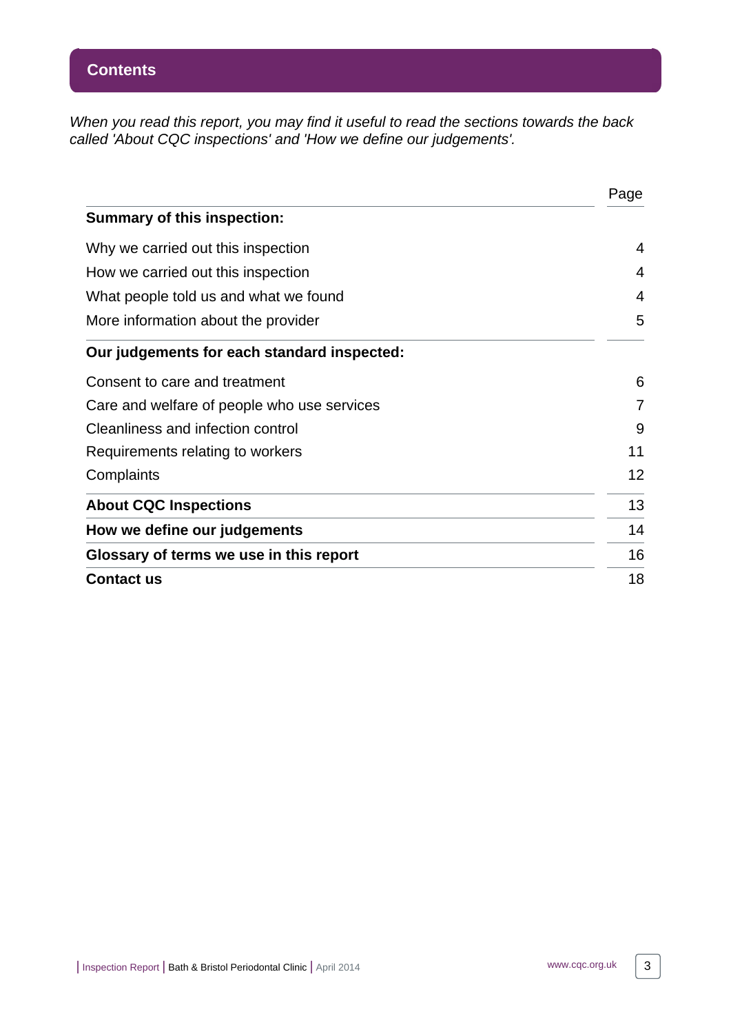## Contents

*When you read this report, you may find it useful to read the sections towards the back called 'About CQC inspections' and 'How we define our judgements'.*

| | Page |
|---|---|
| **Summary of this inspection:** | |
| Why we carried out this inspection | 4 |
| How we carried out this inspection | 4 |
| What people told us and what we found | 4 |
| More information about the provider | 5 |
| **Our judgements for each standard inspected:** | |
| Consent to care and treatment | 6 |
| Care and welfare of people who use services | 7 |
| Cleanliness and infection control | 9 |
| Requirements relating to workers | 11 |
| Complaints | 12 |
| **About CQC Inspections** | 13 |
| **How we define our judgements** | 14 |
| **Glossary of terms we use in this report** | 16 |
| **Contact us** | 18 |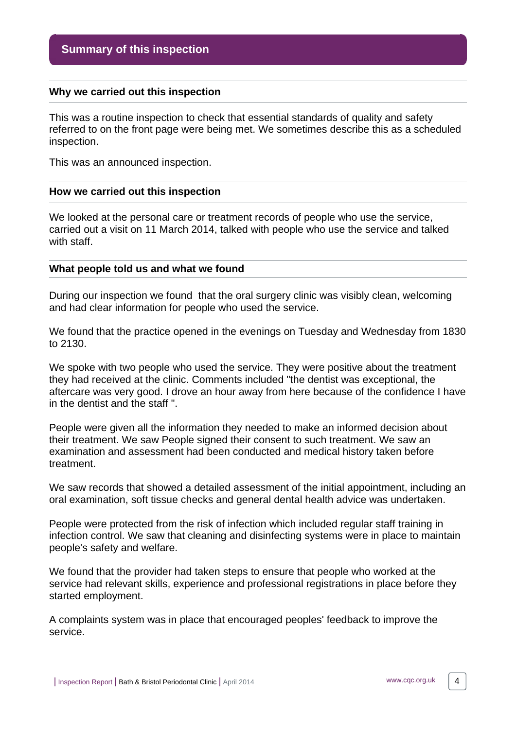## Summary of this inspection

### Why we carried out this inspection

This was a routine inspection to check that essential standards of quality and safety referred to on the front page were being met. We sometimes describe this as a scheduled inspection.

This was an announced inspection.

### How we carried out this inspection

We looked at the personal care or treatment records of people who use the service, carried out a visit on 11 March 2014, talked with people who use the service and talked with staff.

### What people told us and what we found

During our inspection we found  that the oral surgery clinic was visibly clean, welcoming and had clear information for people who used the service.

We found that the practice opened in the evenings on Tuesday and Wednesday from 1830 to 2130.

We spoke with two people who used the service. They were positive about the treatment they had received at the clinic. Comments included "the dentist was exceptional, the aftercare was very good. I drove an hour away from here because of the confidence I have in the dentist and the staff ".

People were given all the information they needed to make an informed decision about their treatment. We saw People signed their consent to such treatment. We saw an examination and assessment had been conducted and medical history taken before treatment.

We saw records that showed a detailed assessment of the initial appointment, including an oral examination, soft tissue checks and general dental health advice was undertaken.

People were protected from the risk of infection which included regular staff training in infection control. We saw that cleaning and disinfecting systems were in place to maintain people's safety and welfare.

We found that the provider had taken steps to ensure that people who worked at the service had relevant skills, experience and professional registrations in place before they started employment.

A complaints system was in place that encouraged peoples' feedback to improve the service.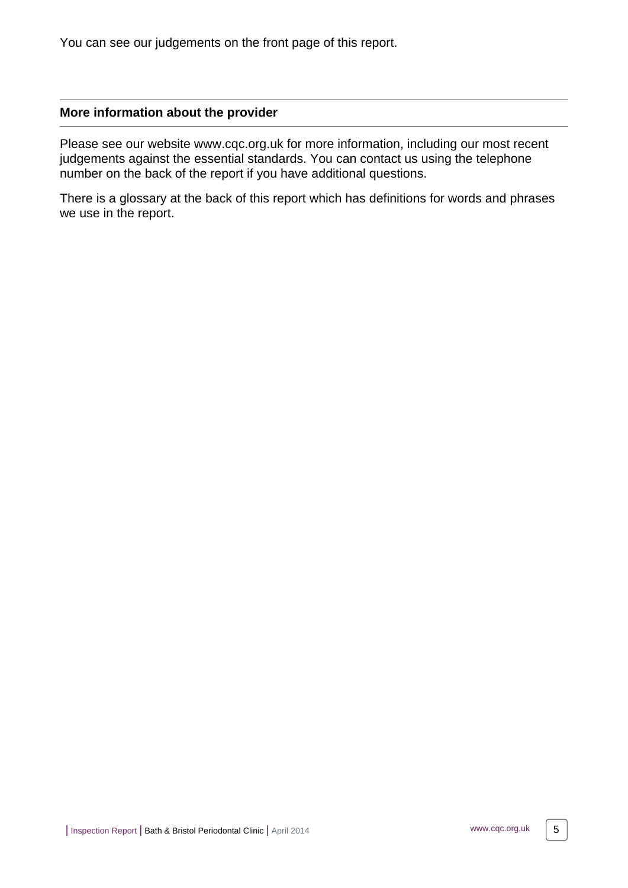You can see our judgements on the front page of this report.

### More information about the provider

Please see our website www.cqc.org.uk for more information, including our most recent judgements against the essential standards. You can contact us using the telephone number on the back of the report if you have additional questions.

There is a glossary at the back of this report which has definitions for words and phrases we use in the report.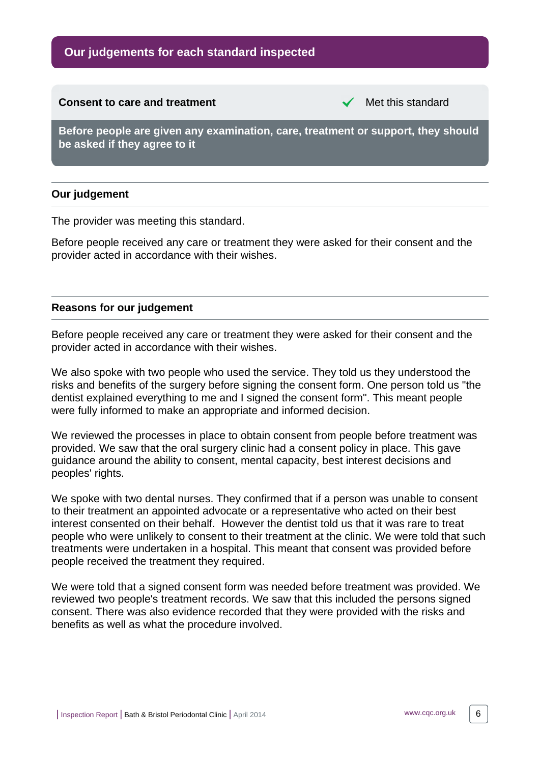## Our judgements for each standard inspected

### Consent to care and treatment

✔ Met this standard

**Before people are given any examination, care, treatment or support, they should be asked if they agree to it**

#### Our judgement

The provider was meeting this standard.

Before people received any care or treatment they were asked for their consent and the provider acted in accordance with their wishes.

#### Reasons for our judgement

Before people received any care or treatment they were asked for their consent and the provider acted in accordance with their wishes.

We also spoke with two people who used the service. They told us they understood the risks and benefits of the surgery before signing the consent form. One person told us "the dentist explained everything to me and I signed the consent form". This meant people were fully informed to make an appropriate and informed decision.

We reviewed the processes in place to obtain consent from people before treatment was provided. We saw that the oral surgery clinic had a consent policy in place. This gave guidance around the ability to consent, mental capacity, best interest decisions and peoples' rights.

We spoke with two dental nurses. They confirmed that if a person was unable to consent to their treatment an appointed advocate or a representative who acted on their best interest consented on their behalf. However the dentist told us that it was rare to treat people who were unlikely to consent to their treatment at the clinic. We were told that such treatments were undertaken in a hospital. This meant that consent was provided before people received the treatment they required.

We were told that a signed consent form was needed before treatment was provided. We reviewed two people's treatment records. We saw that this included the persons signed consent. There was also evidence recorded that they were provided with the risks and benefits as well as what the procedure involved.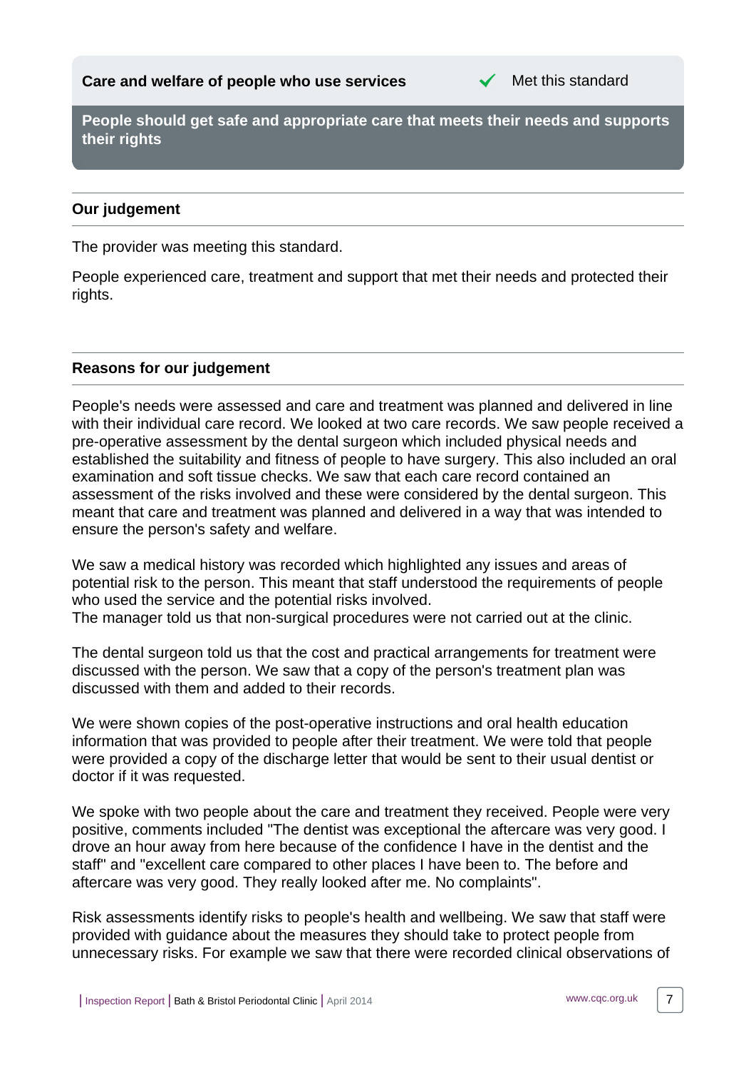## Care and welfare of people who use services ✔ Met this standard

**People should get safe and appropriate care that meets their needs and supports their rights**

### Our judgement

The provider was meeting this standard.

People experienced care, treatment and support that met their needs and protected their rights.

### Reasons for our judgement

People's needs were assessed and care and treatment was planned and delivered in line with their individual care record. We looked at two care records. We saw people received a pre-operative assessment by the dental surgeon which included physical needs and established the suitability and fitness of people to have surgery. This also included an oral examination and soft tissue checks. We saw that each care record contained an assessment of the risks involved and these were considered by the dental surgeon. This meant that care and treatment was planned and delivered in a way that was intended to ensure the person's safety and welfare.

We saw a medical history was recorded which highlighted any issues and areas of potential risk to the person. This meant that staff understood the requirements of people who used the service and the potential risks involved.
The manager told us that non-surgical procedures were not carried out at the clinic.

The dental surgeon told us that the cost and practical arrangements for treatment were discussed with the person. We saw that a copy of the person's treatment plan was discussed with them and added to their records.

We were shown copies of the post-operative instructions and oral health education information that was provided to people after their treatment. We were told that people were provided a copy of the discharge letter that would be sent to their usual dentist or doctor if it was requested.

We spoke with two people about the care and treatment they received. People were very positive, comments included "The dentist was exceptional the aftercare was very good. I drove an hour away from here because of the confidence I have in the dentist and the staff" and "excellent care compared to other places I have been to. The before and aftercare was very good. They really looked after me. No complaints".

Risk assessments identify risks to people's health and wellbeing. We saw that staff were provided with guidance about the measures they should take to protect people from unnecessary risks. For example we saw that there were recorded clinical observations of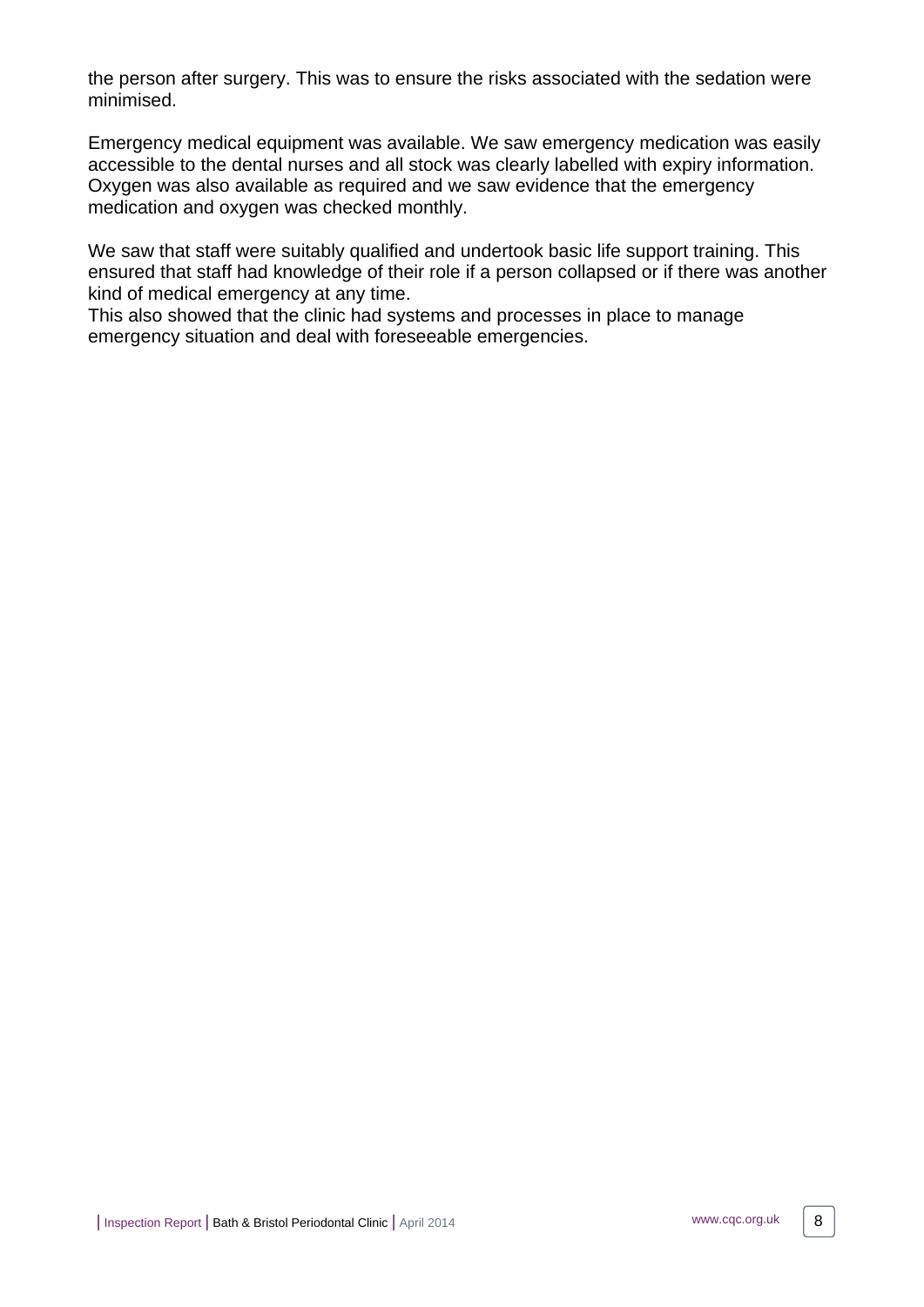the person after surgery. This was to ensure the risks associated with the sedation were minimised.

Emergency medical equipment was available. We saw emergency medication was easily accessible to the dental nurses and all stock was clearly labelled with expiry information. Oxygen was also available as required and we saw evidence that the emergency medication and oxygen was checked monthly.

We saw that staff were suitably qualified and undertook basic life support training. This ensured that staff had knowledge of their role if a person collapsed or if there was another kind of medical emergency at any time.
This also showed that the clinic had systems and processes in place to manage emergency situation and deal with foreseeable emergencies.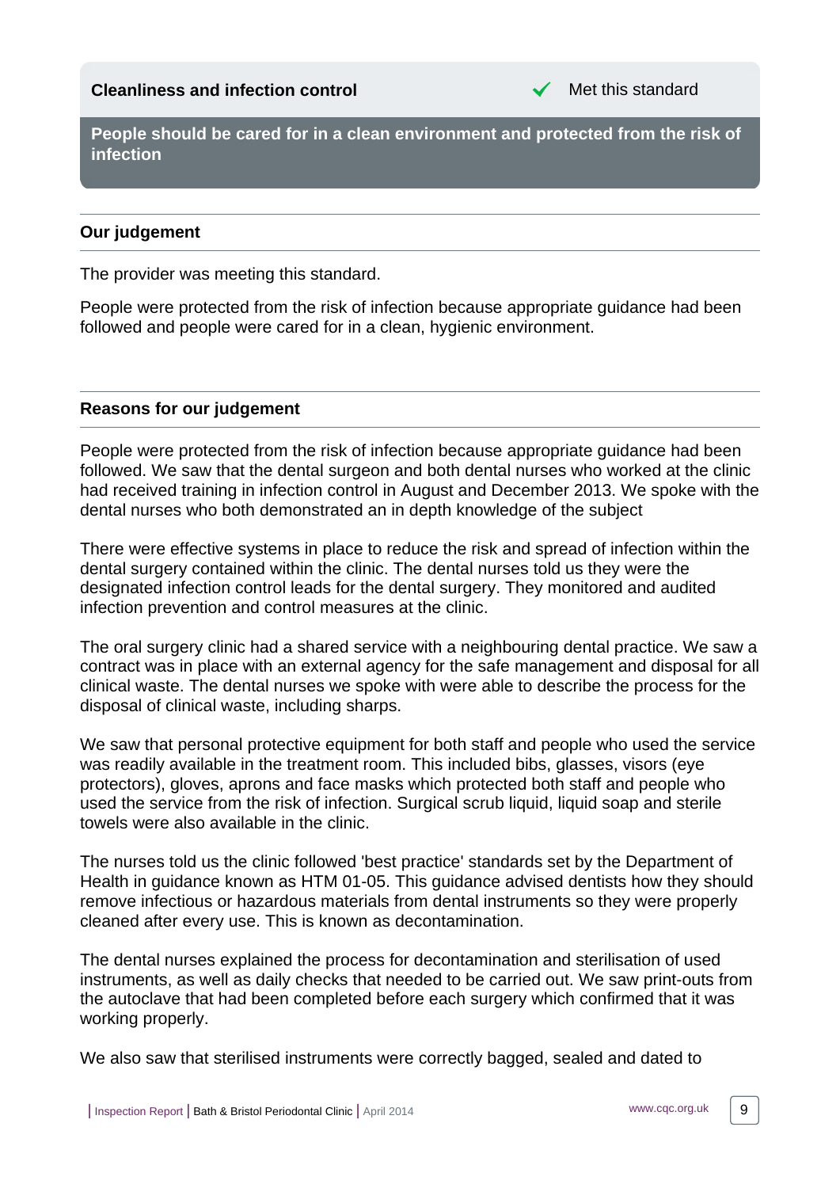**Cleanliness and infection control** ✓ Met this standard

**People should be cared for in a clean environment and protected from the risk of infection**

### Our judgement

The provider was meeting this standard.

People were protected from the risk of infection because appropriate guidance had been followed and people were cared for in a clean, hygienic environment.

### Reasons for our judgement

People were protected from the risk of infection because appropriate guidance had been followed. We saw that the dental surgeon and both dental nurses who worked at the clinic had received training in infection control in August and December 2013. We spoke with the dental nurses who both demonstrated an in depth knowledge of the subject

There were effective systems in place to reduce the risk and spread of infection within the dental surgery contained within the clinic. The dental nurses told us they were the designated infection control leads for the dental surgery. They monitored and audited infection prevention and control measures at the clinic.

The oral surgery clinic had a shared service with a neighbouring dental practice. We saw a contract was in place with an external agency for the safe management and disposal for all clinical waste. The dental nurses we spoke with were able to describe the process for the disposal of clinical waste, including sharps.

We saw that personal protective equipment for both staff and people who used the service was readily available in the treatment room. This included bibs, glasses, visors (eye protectors), gloves, aprons and face masks which protected both staff and people who used the service from the risk of infection. Surgical scrub liquid, liquid soap and sterile towels were also available in the clinic.

The nurses told us the clinic followed 'best practice' standards set by the Department of Health in guidance known as HTM 01-05. This guidance advised dentists how they should remove infectious or hazardous materials from dental instruments so they were properly cleaned after every use. This is known as decontamination.

The dental nurses explained the process for decontamination and sterilisation of used instruments, as well as daily checks that needed to be carried out. We saw print-outs from the autoclave that had been completed before each surgery which confirmed that it was working properly.

We also saw that sterilised instruments were correctly bagged, sealed and dated to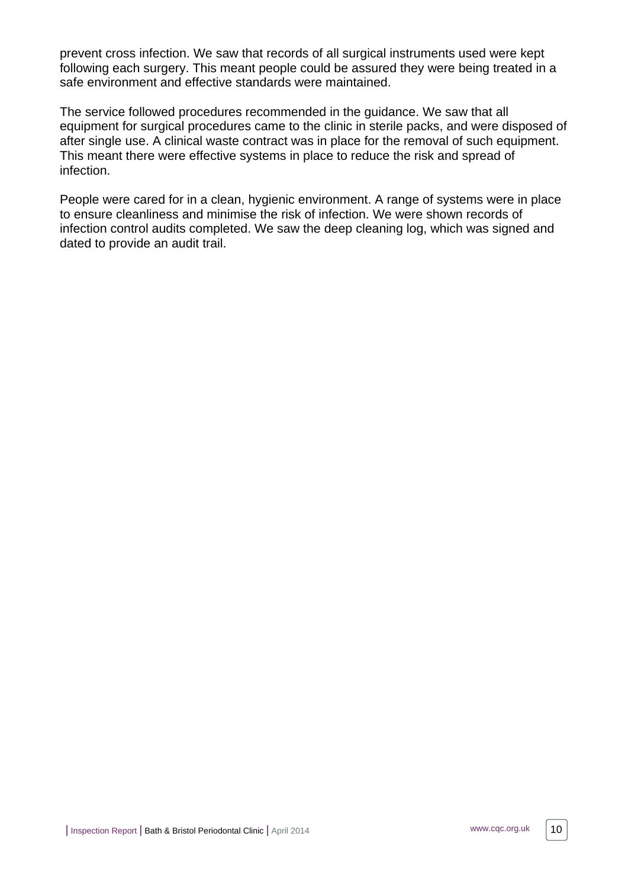prevent cross infection. We saw that records of all surgical instruments used were kept following each surgery. This meant people could be assured they were being treated in a safe environment and effective standards were maintained.

The service followed procedures recommended in the guidance. We saw that all equipment for surgical procedures came to the clinic in sterile packs, and were disposed of after single use. A clinical waste contract was in place for the removal of such equipment. This meant there were effective systems in place to reduce the risk and spread of infection.

People were cared for in a clean, hygienic environment. A range of systems were in place to ensure cleanliness and minimise the risk of infection. We were shown records of infection control audits completed. We saw the deep cleaning log, which was signed and dated to provide an audit trail.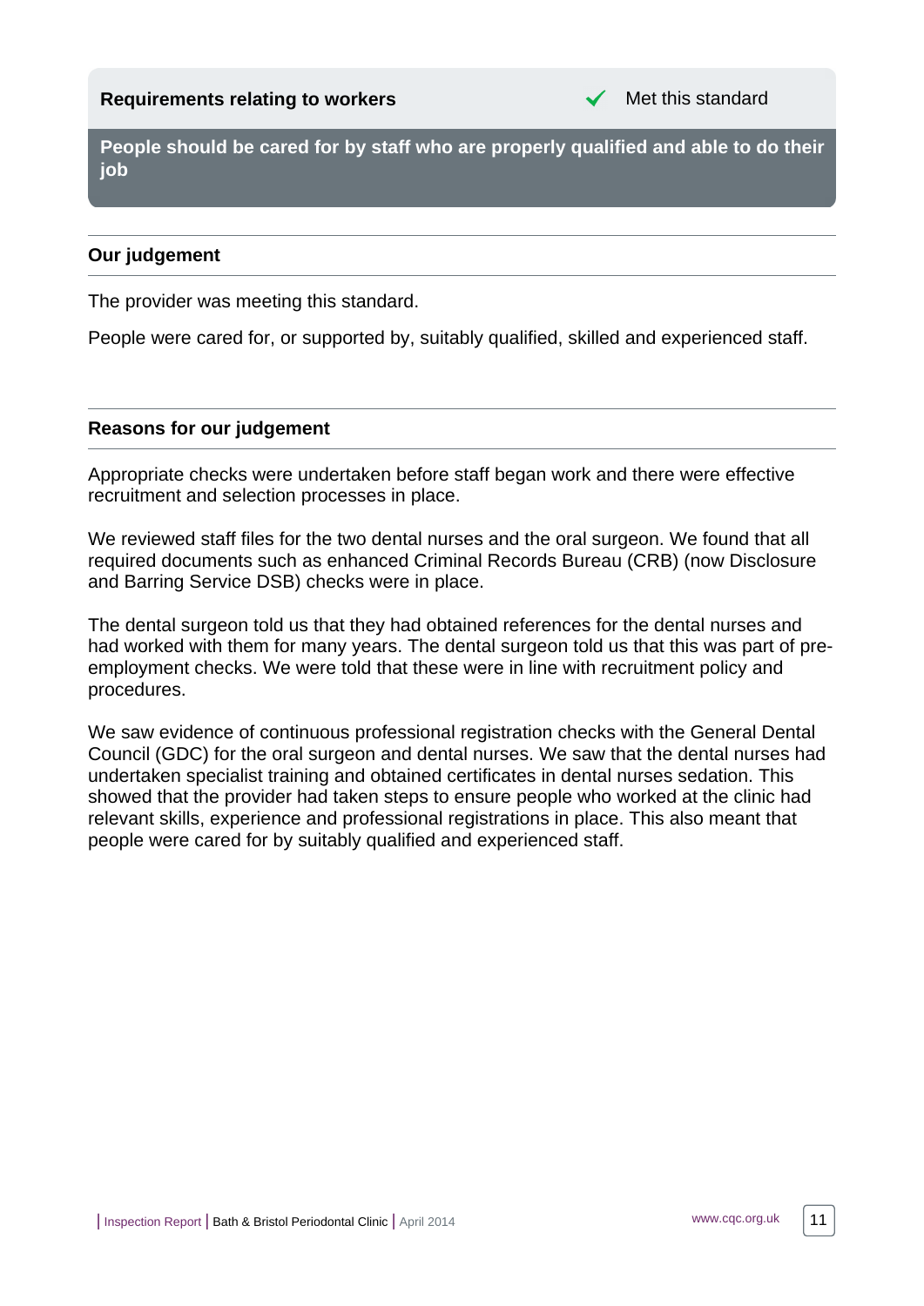**Requirements relating to workers** ✓ Met this standard

**People should be cared for by staff who are properly qualified and able to do their job**

### Our judgement

The provider was meeting this standard.

People were cared for, or supported by, suitably qualified, skilled and experienced staff.

### Reasons for our judgement

Appropriate checks were undertaken before staff began work and there were effective recruitment and selection processes in place.

We reviewed staff files for the two dental nurses and the oral surgeon. We found that all required documents such as enhanced Criminal Records Bureau (CRB) (now Disclosure and Barring Service DSB) checks were in place.

The dental surgeon told us that they had obtained references for the dental nurses and had worked with them for many years. The dental surgeon told us that this was part of pre-employment checks. We were told that these were in line with recruitment policy and procedures.

We saw evidence of continuous professional registration checks with the General Dental Council (GDC) for the oral surgeon and dental nurses. We saw that the dental nurses had undertaken specialist training and obtained certificates in dental nurses sedation. This showed that the provider had taken steps to ensure people who worked at the clinic had relevant skills, experience and professional registrations in place. This also meant that people were cared for by suitably qualified and experienced staff.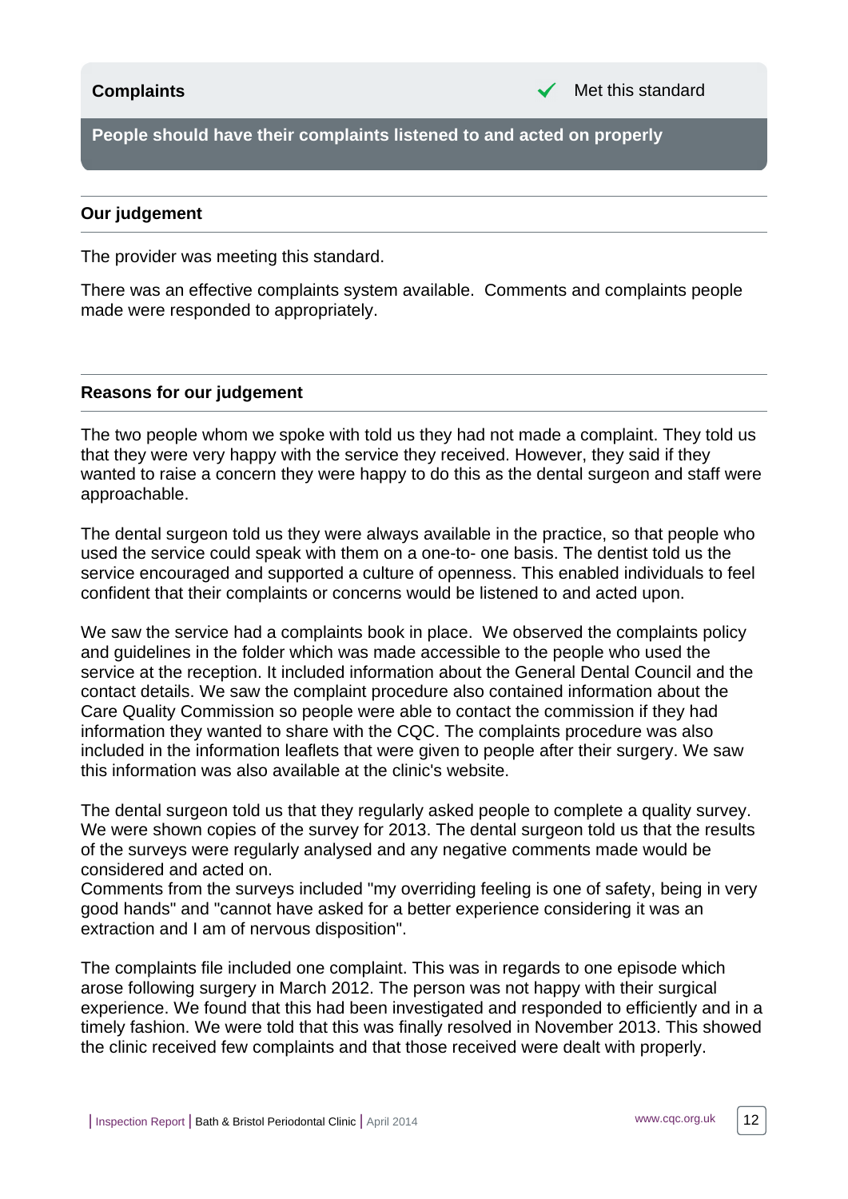**Complaints** ✔ Met this standard

**People should have their complaints listened to and acted on properly**

---

**Our judgement**

---

The provider was meeting this standard.

There was an effective complaints system available. Comments and complaints people made were responded to appropriately.

---

**Reasons for our judgement**

---

The two people whom we spoke with told us they had not made a complaint. They told us that they were very happy with the service they received. However, they said if they wanted to raise a concern they were happy to do this as the dental surgeon and staff were approachable.

The dental surgeon told us they were always available in the practice, so that people who used the service could speak with them on a one-to- one basis. The dentist told us the service encouraged and supported a culture of openness. This enabled individuals to feel confident that their complaints or concerns would be listened to and acted upon.

We saw the service had a complaints book in place. We observed the complaints policy and guidelines in the folder which was made accessible to the people who used the service at the reception. It included information about the General Dental Council and the contact details. We saw the complaint procedure also contained information about the Care Quality Commission so people were able to contact the commission if they had information they wanted to share with the CQC. The complaints procedure was also included in the information leaflets that were given to people after their surgery. We saw this information was also available at the clinic's website.

The dental surgeon told us that they regularly asked people to complete a quality survey. We were shown copies of the survey for 2013. The dental surgeon told us that the results of the surveys were regularly analysed and any negative comments made would be considered and acted on.
Comments from the surveys included "my overriding feeling is one of safety, being in very good hands" and "cannot have asked for a better experience considering it was an extraction and I am of nervous disposition".

The complaints file included one complaint. This was in regards to one episode which arose following surgery in March 2012. The person was not happy with their surgical experience. We found that this had been investigated and responded to efficiently and in a timely fashion. We were told that this was finally resolved in November 2013. This showed the clinic received few complaints and that those received were dealt with properly.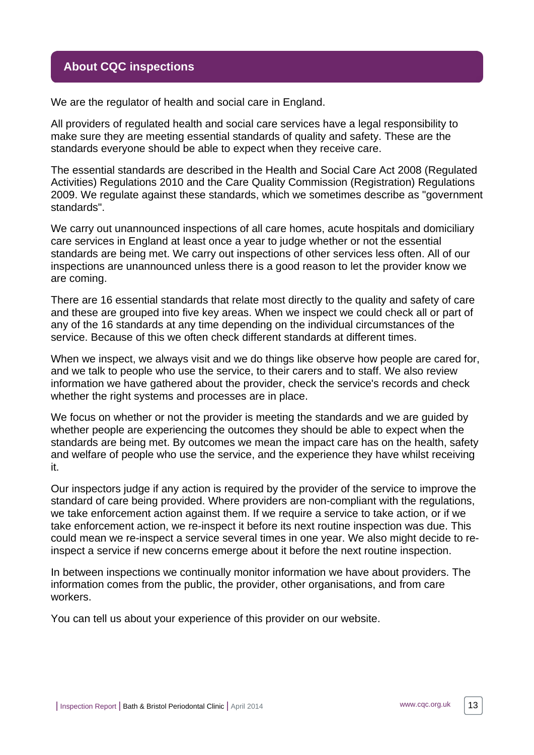## About CQC inspections

We are the regulator of health and social care in England.

All providers of regulated health and social care services have a legal responsibility to make sure they are meeting essential standards of quality and safety. These are the standards everyone should be able to expect when they receive care.

The essential standards are described in the Health and Social Care Act 2008 (Regulated Activities) Regulations 2010 and the Care Quality Commission (Registration) Regulations 2009. We regulate against these standards, which we sometimes describe as "government standards".

We carry out unannounced inspections of all care homes, acute hospitals and domiciliary care services in England at least once a year to judge whether or not the essential standards are being met. We carry out inspections of other services less often. All of our inspections are unannounced unless there is a good reason to let the provider know we are coming.

There are 16 essential standards that relate most directly to the quality and safety of care and these are grouped into five key areas. When we inspect we could check all or part of any of the 16 standards at any time depending on the individual circumstances of the service. Because of this we often check different standards at different times.

When we inspect, we always visit and we do things like observe how people are cared for, and we talk to people who use the service, to their carers and to staff. We also review information we have gathered about the provider, check the service's records and check whether the right systems and processes are in place.

We focus on whether or not the provider is meeting the standards and we are guided by whether people are experiencing the outcomes they should be able to expect when the standards are being met. By outcomes we mean the impact care has on the health, safety and welfare of people who use the service, and the experience they have whilst receiving it.

Our inspectors judge if any action is required by the provider of the service to improve the standard of care being provided. Where providers are non-compliant with the regulations, we take enforcement action against them. If we require a service to take action, or if we take enforcement action, we re-inspect it before its next routine inspection was due. This could mean we re-inspect a service several times in one year. We also might decide to re-inspect a service if new concerns emerge about it before the next routine inspection.

In between inspections we continually monitor information we have about providers. The information comes from the public, the provider, other organisations, and from care workers.

You can tell us about your experience of this provider on our website.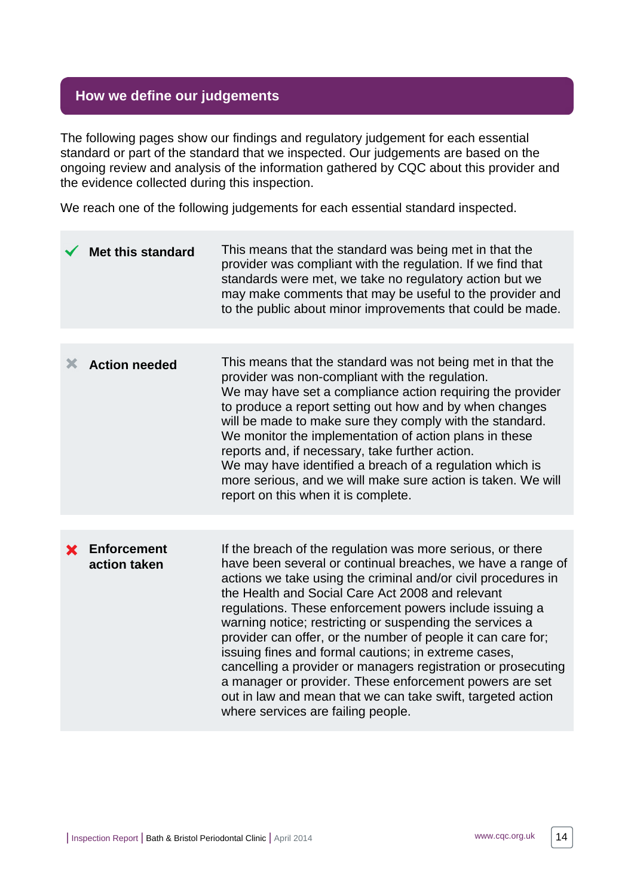## How we define our judgements

The following pages show our findings and regulatory judgement for each essential standard or part of the standard that we inspected. Our judgements are based on the ongoing review and analysis of the information gathered by CQC about this provider and the evidence collected during this inspection.

We reach one of the following judgements for each essential standard inspected.

| Judgement | Definition |
| --- | --- |
| ✔ **Met this standard** | This means that the standard was being met in that the provider was compliant with the regulation. If we find that standards were met, we take no regulatory action but we may make comments that may be useful to the provider and to the public about minor improvements that could be made. |
| ✖ **Action needed** | This means that the standard was not being met in that the provider was non-compliant with the regulation. We may have set a compliance action requiring the provider to produce a report setting out how and by when changes will be made to make sure they comply with the standard. We monitor the implementation of action plans in these reports and, if necessary, take further action. We may have identified a breach of a regulation which is more serious, and we will make sure action is taken. We will report on this when it is complete. |
| ✖ **Enforcement action taken** | If the breach of the regulation was more serious, or there have been several or continual breaches, we have a range of actions we take using the criminal and/or civil procedures in the Health and Social Care Act 2008 and relevant regulations. These enforcement powers include issuing a warning notice; restricting or suspending the services a provider can offer, or the number of people it can care for; issuing fines and formal cautions; in extreme cases, cancelling a provider or managers registration or prosecuting a manager or provider. These enforcement powers are set out in law and mean that we can take swift, targeted action where services are failing people. |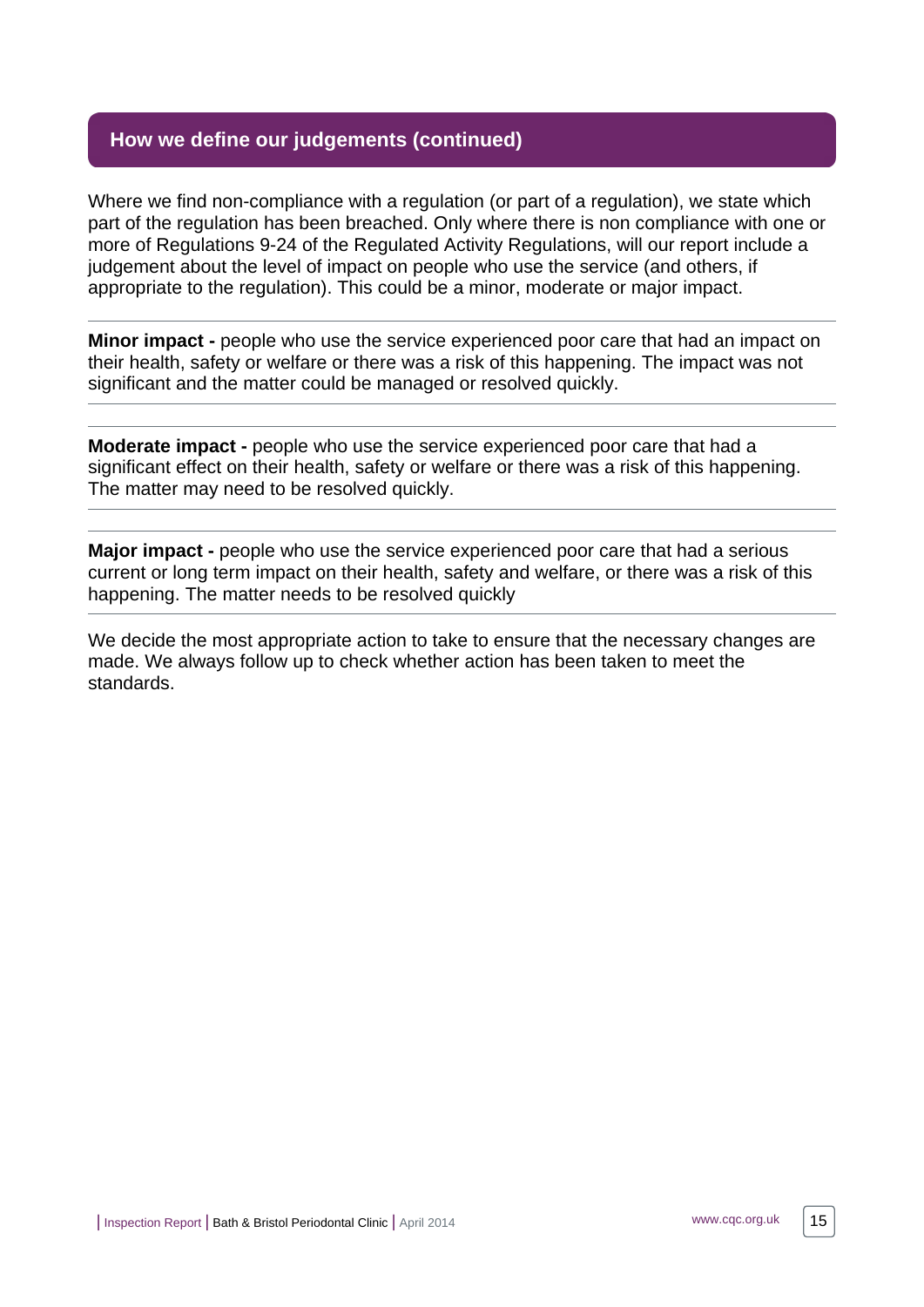## How we define our judgements (continued)

Where we find non-compliance with a regulation (or part of a regulation), we state which part of the regulation has been breached. Only where there is non compliance with one or more of Regulations 9-24 of the Regulated Activity Regulations, will our report include a judgement about the level of impact on people who use the service (and others, if appropriate to the regulation). This could be a minor, moderate or major impact.

---

**Minor impact -** people who use the service experienced poor care that had an impact on their health, safety or welfare or there was a risk of this happening. The impact was not significant and the matter could be managed or resolved quickly.

---

**Moderate impact -** people who use the service experienced poor care that had a significant effect on their health, safety or welfare or there was a risk of this happening. The matter may need to be resolved quickly.

---

**Major impact -** people who use the service experienced poor care that had a serious current or long term impact on their health, safety and welfare, or there was a risk of this happening. The matter needs to be resolved quickly

---

We decide the most appropriate action to take to ensure that the necessary changes are made. We always follow up to check whether action has been taken to meet the standards.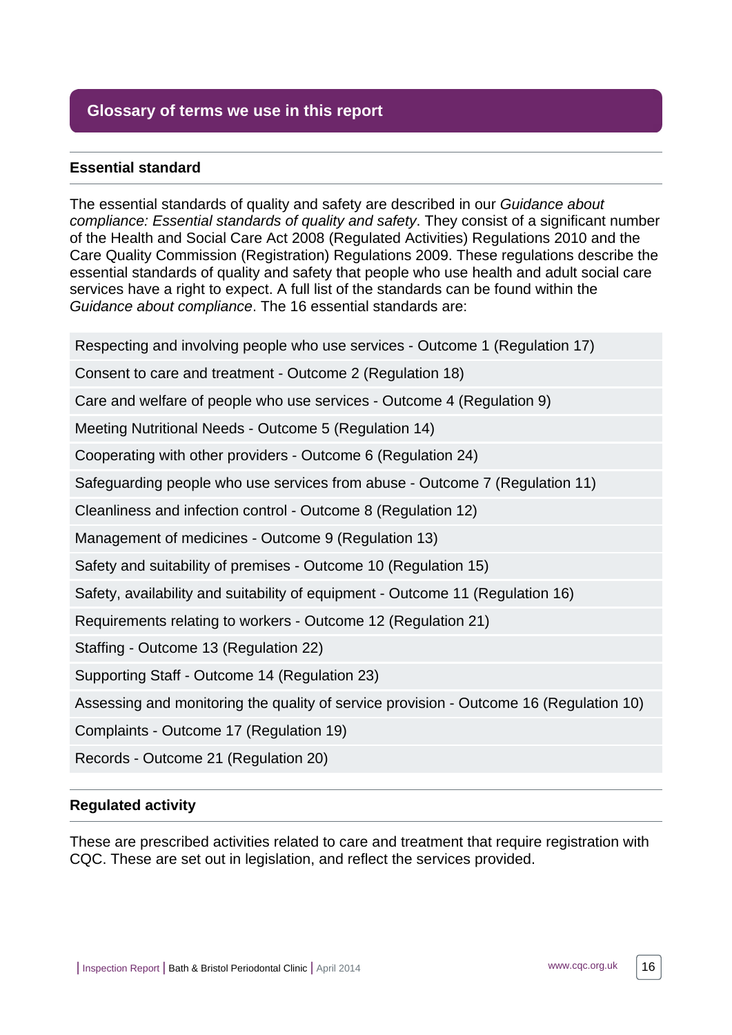## Glossary of terms we use in this report

### Essential standard

The essential standards of quality and safety are described in our *Guidance about compliance: Essential standards of quality and safety*. They consist of a significant number of the Health and Social Care Act 2008 (Regulated Activities) Regulations 2010 and the Care Quality Commission (Registration) Regulations 2009. These regulations describe the essential standards of quality and safety that people who use health and adult social care services have a right to expect. A full list of the standards can be found within the *Guidance about compliance*. The 16 essential standards are:

- Respecting and involving people who use services - Outcome 1 (Regulation 17)
- Consent to care and treatment - Outcome 2 (Regulation 18)
- Care and welfare of people who use services - Outcome 4 (Regulation 9)
- Meeting Nutritional Needs - Outcome 5 (Regulation 14)
- Cooperating with other providers - Outcome 6 (Regulation 24)
- Safeguarding people who use services from abuse - Outcome 7 (Regulation 11)
- Cleanliness and infection control - Outcome 8 (Regulation 12)
- Management of medicines - Outcome 9 (Regulation 13)
- Safety and suitability of premises - Outcome 10 (Regulation 15)
- Safety, availability and suitability of equipment - Outcome 11 (Regulation 16)
- Requirements relating to workers - Outcome 12 (Regulation 21)
- Staffing - Outcome 13 (Regulation 22)
- Supporting Staff - Outcome 14 (Regulation 23)
- Assessing and monitoring the quality of service provision - Outcome 16 (Regulation 10)
- Complaints - Outcome 17 (Regulation 19)
- Records - Outcome 21 (Regulation 20)

### Regulated activity

These are prescribed activities related to care and treatment that require registration with CQC. These are set out in legislation, and reflect the services provided.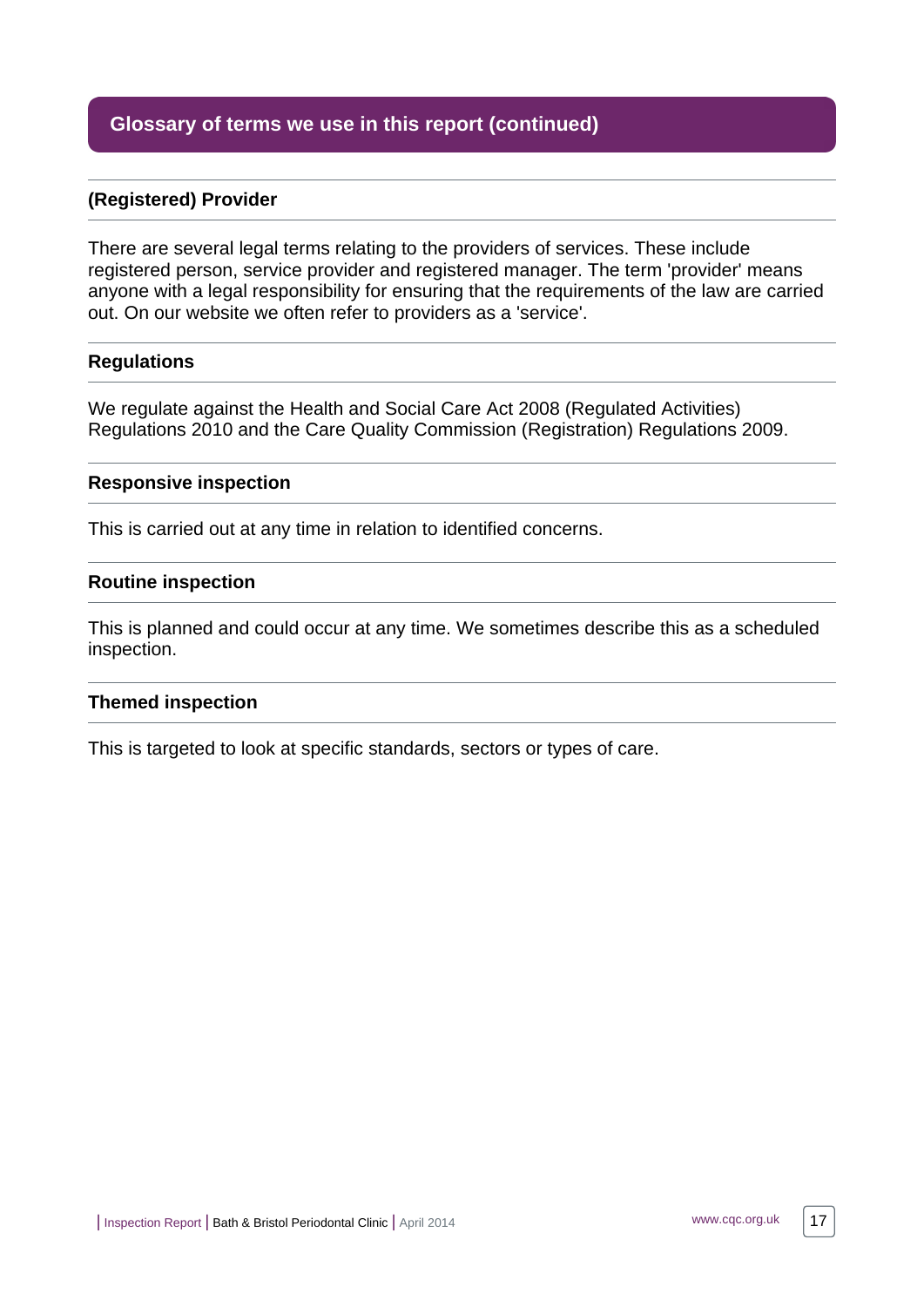## Glossary of terms we use in this report (continued)

### (Registered) Provider

There are several legal terms relating to the providers of services. These include registered person, service provider and registered manager. The term 'provider' means anyone with a legal responsibility for ensuring that the requirements of the law are carried out. On our website we often refer to providers as a 'service'.

### Regulations

We regulate against the Health and Social Care Act 2008 (Regulated Activities) Regulations 2010 and the Care Quality Commission (Registration) Regulations 2009.

### Responsive inspection

This is carried out at any time in relation to identified concerns.

### Routine inspection

This is planned and could occur at any time. We sometimes describe this as a scheduled inspection.

### Themed inspection

This is targeted to look at specific standards, sectors or types of care.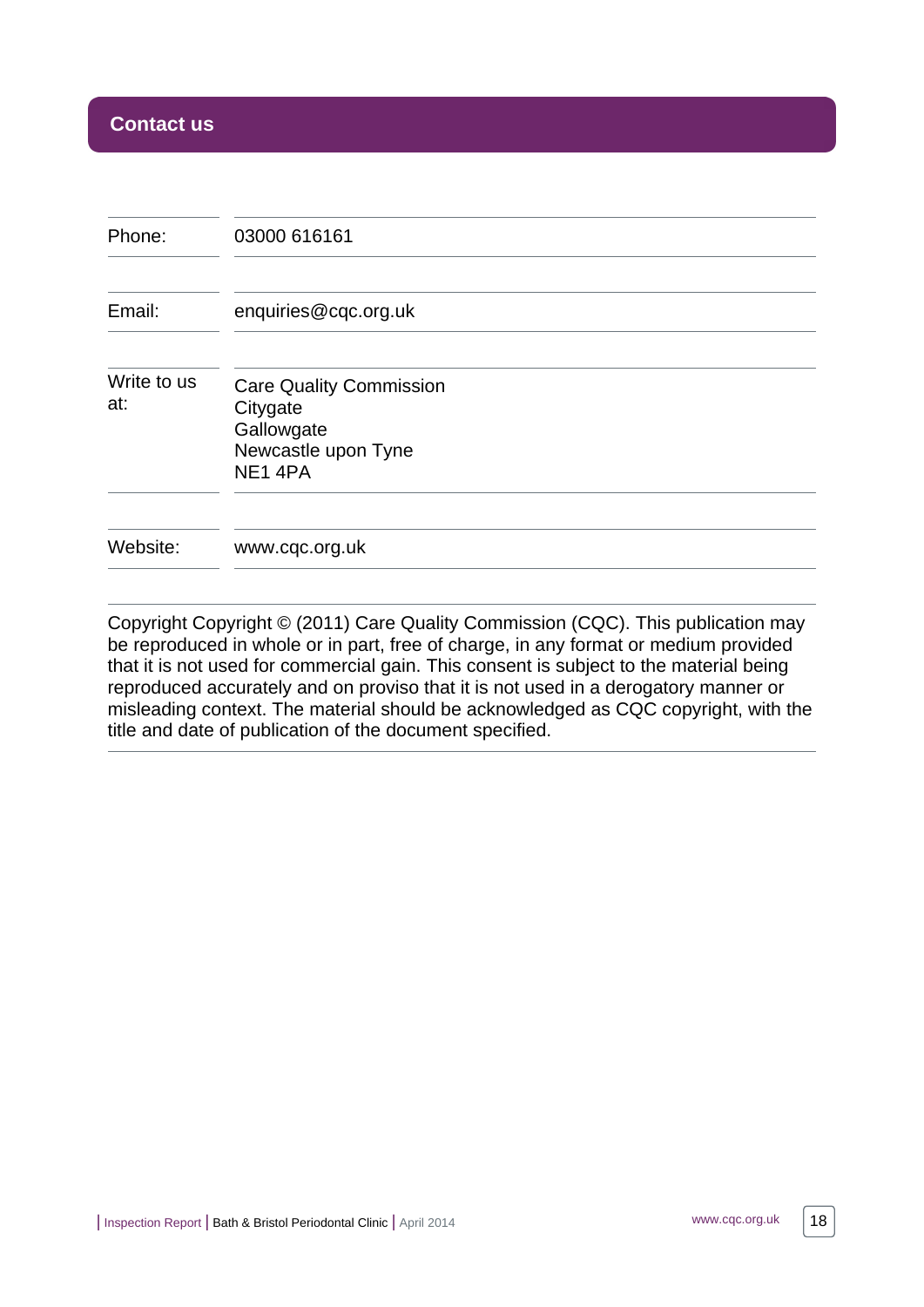## Contact us

| | |
|---|---|
| Phone: | 03000 616161 |
| Email: | enquiries@cqc.org.uk |
| Write to us at: | Care Quality Commission<br>Citygate<br>Gallowgate<br>Newcastle upon Tyne<br>NE1 4PA |
| Website: | www.cqc.org.uk |

Copyright Copyright © (2011) Care Quality Commission (CQC). This publication may be reproduced in whole or in part, free of charge, in any format or medium provided that it is not used for commercial gain. This consent is subject to the material being reproduced accurately and on proviso that it is not used in a derogatory manner or misleading context. The material should be acknowledged as CQC copyright, with the title and date of publication of the document specified.